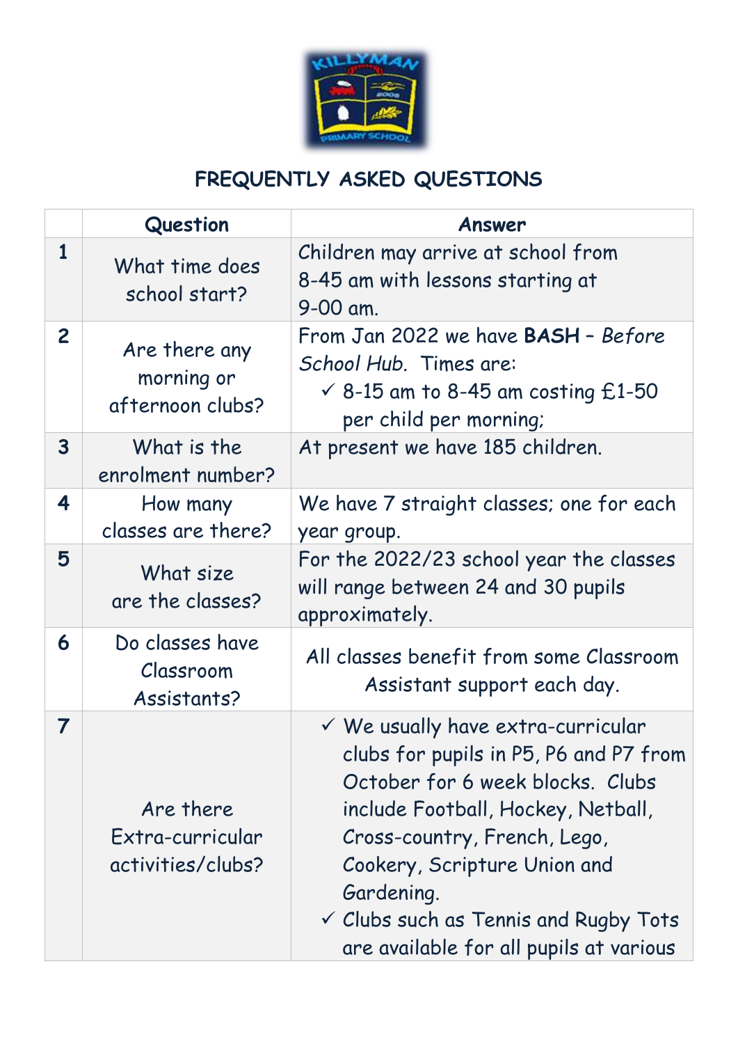# FREQUENTLY ASKED QUESTIONS

| | Question | Answer |
|---|---|---|
| **1** | What time does school start? | Children may arrive at school from 8-45 am with lessons starting at 9-00 am. |
| **2** | Are there any morning or afternoon clubs? | From Jan 2022 we have **BASH** – *Before School Hub*. Times are: <br>✓ 8-15 am to 8-45 am costing £1-50 per child per morning; |
| **3** | What is the enrolment number? | At present we have 185 children. |
| **4** | How many classes are there? | We have 7 straight classes; one for each year group. |
| **5** | What size are the classes? | For the 2022/23 school year the classes will range between 24 and 30 pupils approximately. |
| **6** | Do classes have Classroom Assistants? | All classes benefit from some Classroom Assistant support each day. |
| **7** | Are there Extra-curricular activities/clubs? | ✓ We usually have extra-curricular clubs for pupils in P5, P6 and P7 from October for 6 week blocks. Clubs include Football, Hockey, Netball, Cross-country, French, Lego, Cookery, Scripture Union and Gardening. <br>✓ Clubs such as Tennis and Rugby Tots are available for all pupils at various |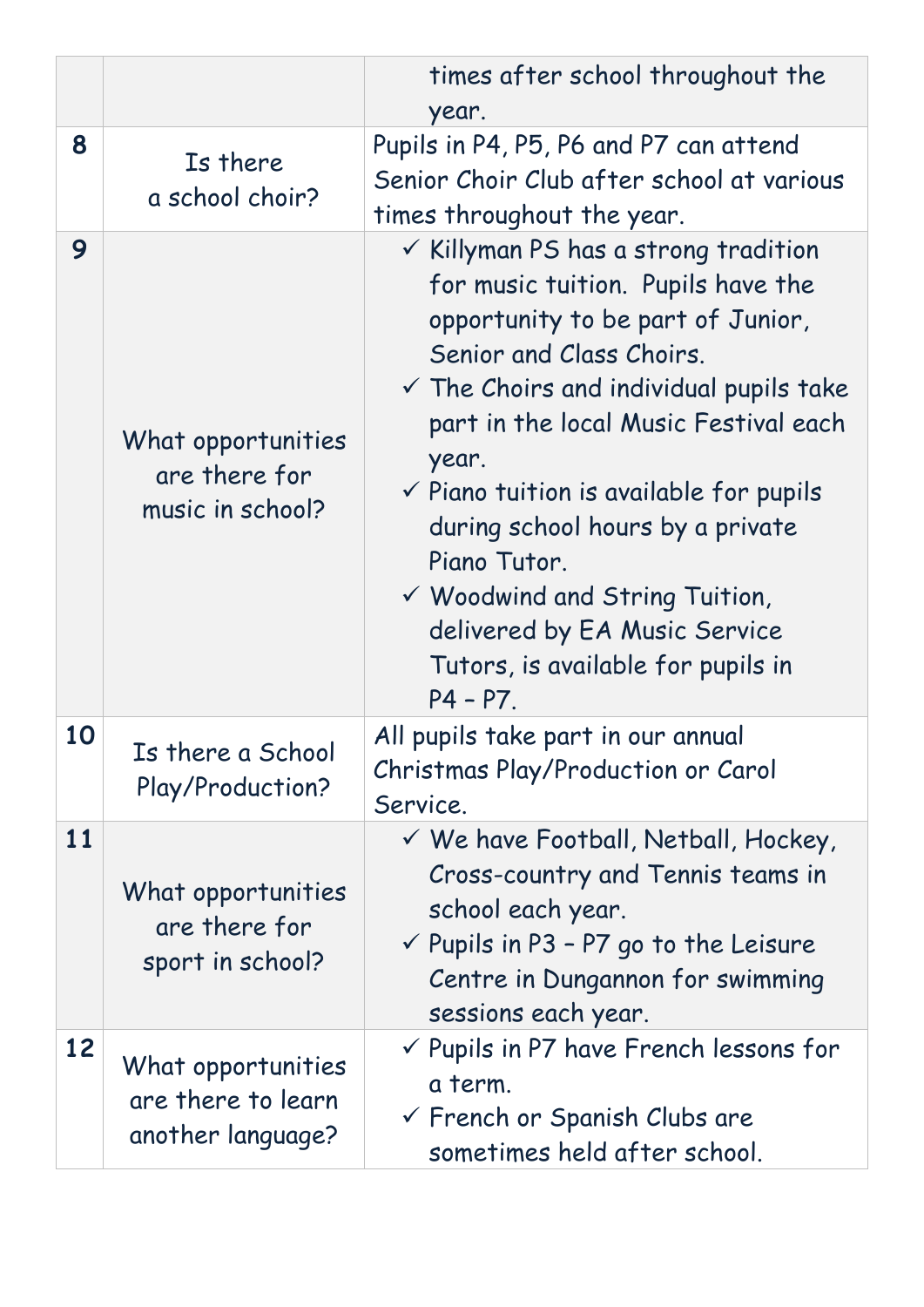| | | |
|---|---|---|
| | | times after school throughout the year. |
| 8 | Is there a school choir? | Pupils in P4, P5, P6 and P7 can attend Senior Choir Club after school at various times throughout the year. |
| 9 | What opportunities are there for music in school? | ✓ Killyman PS has a strong tradition for music tuition. Pupils have the opportunity to be part of Junior, Senior and Class Choirs.<br>✓ The Choirs and individual pupils take part in the local Music Festival each year.<br>✓ Piano tuition is available for pupils during school hours by a private Piano Tutor.<br>✓ Woodwind and String Tuition, delivered by EA Music Service Tutors, is available for pupils in P4 – P7. |
| 10 | Is there a School Play/Production? | All pupils take part in our annual Christmas Play/Production or Carol Service. |
| 11 | What opportunities are there for sport in school? | ✓ We have Football, Netball, Hockey, Cross-country and Tennis teams in school each year.<br>✓ Pupils in P3 – P7 go to the Leisure Centre in Dungannon for swimming sessions each year. |
| 12 | What opportunities are there to learn another language? | ✓ Pupils in P7 have French lessons for a term.<br>✓ French or Spanish Clubs are sometimes held after school. |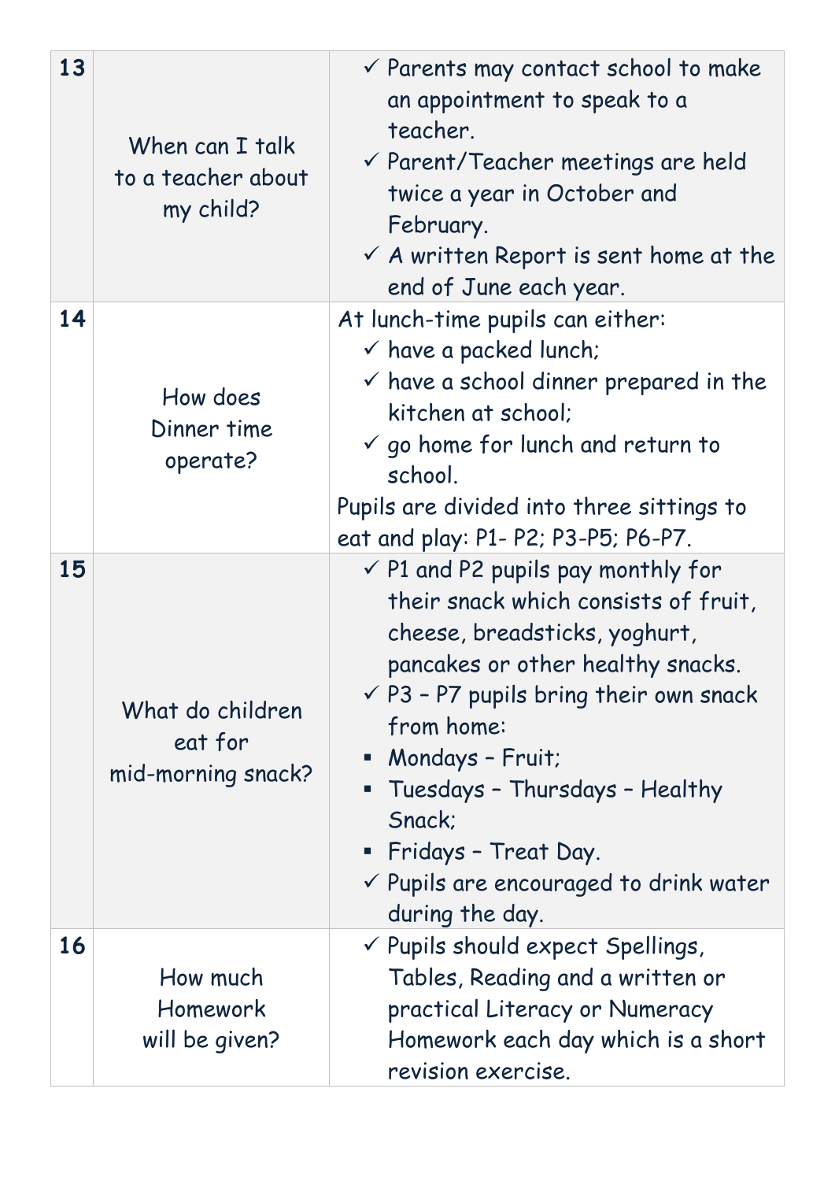| | | |
|---|---|---|
| **13** | When can I talk to a teacher about my child? | ✓ Parents may contact school to make an appointment to speak to a teacher.<br>✓ Parent/Teacher meetings are held twice a year in October and February.<br>✓ A written Report is sent home at the end of June each year. |
| **14** | How does Dinner time operate? | At lunch-time pupils can either:<br>✓ have a packed lunch;<br>✓ have a school dinner prepared in the kitchen at school;<br>✓ go home for lunch and return to school.<br>Pupils are divided into three sittings to eat and play: P1- P2; P3-P5; P6-P7. |
| **15** | What do children eat for mid-morning snack? | ✓ P1 and P2 pupils pay monthly for their snack which consists of fruit, cheese, breadsticks, yoghurt, pancakes or other healthy snacks.<br>✓ P3 – P7 pupils bring their own snack from home:<br>▪ Mondays – Fruit;<br>▪ Tuesdays – Thursdays – Healthy Snack;<br>▪ Fridays – Treat Day.<br>✓ Pupils are encouraged to drink water during the day. |
| **16** | How much Homework will be given? | ✓ Pupils should expect Spellings, Tables, Reading and a written or practical Literacy or Numeracy Homework each day which is a short revision exercise. |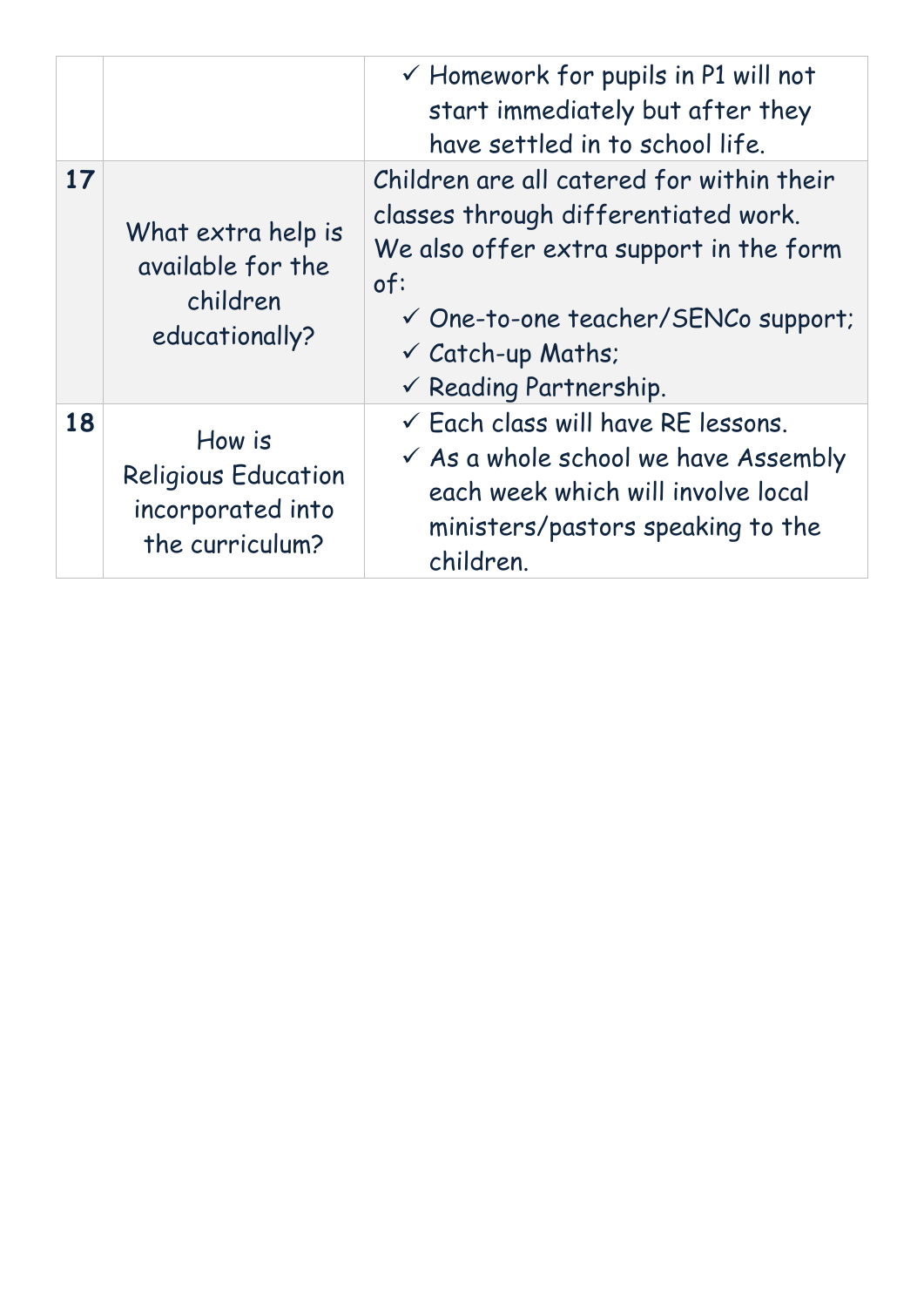| | | |
|---|---|---|
| | | ✓ Homework for pupils in P1 will not start immediately but after they have settled in to school life. |
| **17** | What extra help is available for the children educationally? | Children are all catered for within their classes through differentiated work. We also offer extra support in the form of:<br>✓ One-to-one teacher/SENCo support;<br>✓ Catch-up Maths;<br>✓ Reading Partnership. |
| **18** | How is Religious Education incorporated into the curriculum? | ✓ Each class will have RE lessons.<br>✓ As a whole school we have Assembly each week which will involve local ministers/pastors speaking to the children. |